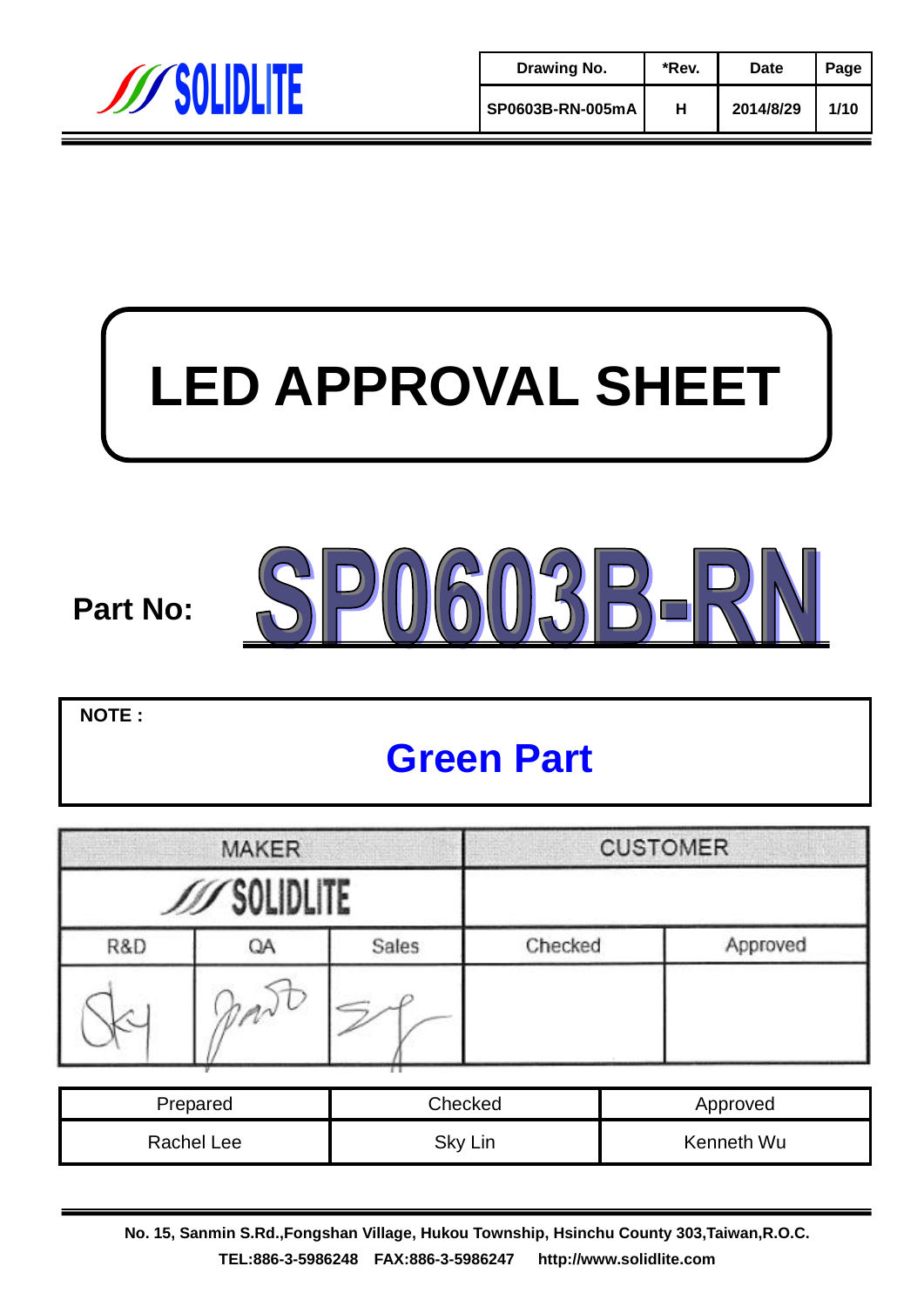SOLIDLITE

| Drawing No. | *Rev. | Date | Page |
|---|---|---|---|
| SP0603B-RN-005mA | H | 2014/8/29 | 1/10 |

# LED APPROVAL SHEET

**Part No:** SP0603B-RN

**NOTE :**

## Green Part

| MAKER | | | CUSTOMER | |
|---|---|---|---|---|
| SOLIDLITE | | | | |
| R&D | QA | Sales | Checked | Approved |
| | | | | |

| Prepared | Checked | Approved |
|---|---|---|
| Rachel Lee | Sky Lin | Kenneth Wu |

**No. 15, Sanmin S.Rd.,Fongshan Village, Hukou Township, Hsinchu County 303,Taiwan,R.O.C.**
**TEL:886-3-5986248 FAX:886-3-5986247 http://www.solidlite.com**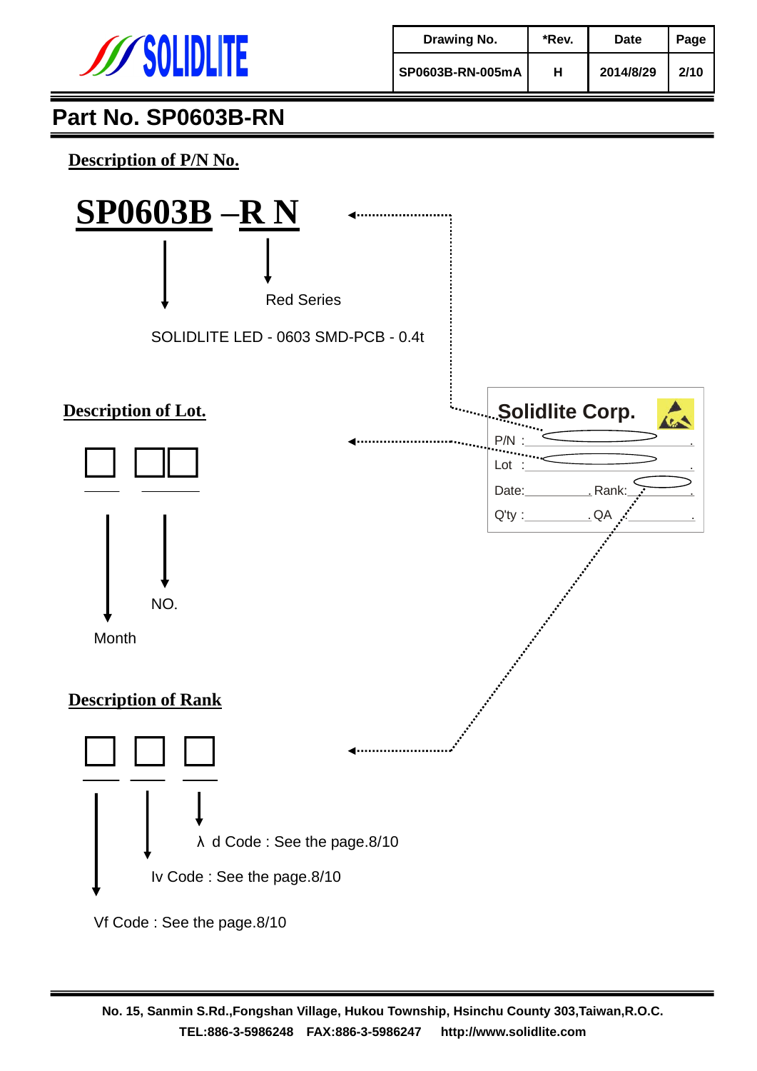# Part No. SP0603B-RN

## Description of P/N No.

**SP0603B –R N**

- SP0603B: SOLIDLITE LED - 0603 SMD-PCB - 0.4t
- R N: Red Series

**Solidlite Corp.**

P/N :

Lot :

Date: Rank:

Q'ty : QA

## Description of Lot.

□ □□

- □: Month
- □□: NO.

## Description of Rank

□ □ □

- 1st □: Vf Code : See the page.8/10
- 2nd □: Iv Code : See the page.8/10
- 3rd □: λ d Code : See the page.8/10

No. 15, Sanmin S.Rd.,Fongshan Village, Hukou Township, Hsinchu County 303,Taiwan,R.O.C.
TEL:886-3-5986248 FAX:886-3-5986247 http://www.solidlite.com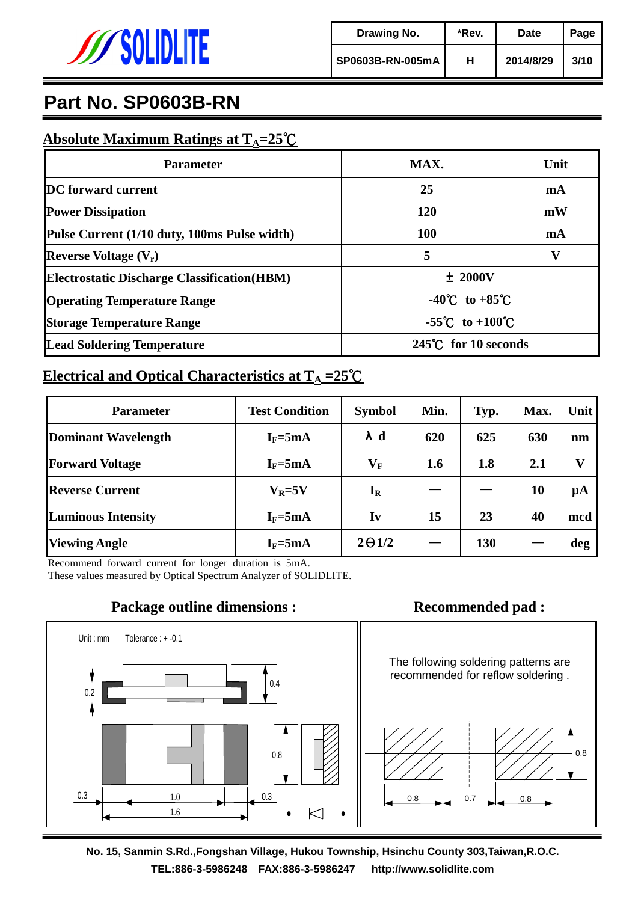| Drawing No. | *Rev. | Date | Page |
|---|---|---|---|
| SP0603B-RN-005mA | H | 2014/8/29 | 3/10 |

# Part No. SP0603B-RN

## Absolute Maximum Ratings at $T_A$=25℃

| Parameter | MAX. | Unit |
|---|---|---|
| DC forward current | 25 | mA |
| Power Dissipation | 120 | mW |
| Pulse Current (1/10 duty, 100ms Pulse width) | 100 | mA |
| Reverse Voltage ($V_r$) | 5 | V |
| Electrostatic Discharge Classification(HBM) | ± 2000V | |
| Operating Temperature Range | -40℃ to +85℃ | |
| Storage Temperature Range | -55℃ to +100℃ | |
| Lead Soldering Temperature | 245℃ for 10 seconds | |

## Electrical and Optical Characteristics at $T_A$ =25℃

| Parameter | Test Condition | Symbol | Min. | Typ. | Max. | Unit |
|---|---|---|---|---|---|---|
| Dominant Wavelength | $I_F$=5mA | λ d | 620 | 625 | 630 | nm |
| Forward Voltage | $I_F$=5mA | $V_F$ | 1.6 | 1.8 | 2.1 | V |
| Reverse Current | $V_R$=5V | $I_R$ | — | — | 10 | μA |
| Luminous Intensity | $I_F$=5mA | Iv | 15 | 23 | 40 | mcd |
| Viewing Angle | $I_F$=5mA | 2Θ1/2 | — | 130 | — | deg |

Recommend forward current for longer duration is 5mA.
These values measured by Optical Spectrum Analyzer of SOLIDLITE.

## Package outline dimensions :

Unit : mm Tolerance : + -0.1

0.2 0.4 0.8 0.3 1.0 0.3 1.6

## Recommended pad :

The following soldering patterns are recommended for reflow soldering .

0.8 0.8 0.7 0.8

No. 15, Sanmin S.Rd.,Fongshan Village, Hukou Township, Hsinchu County 303,Taiwan,R.O.C.
TEL:886-3-5986248 FAX:886-3-5986247 http://www.solidlite.com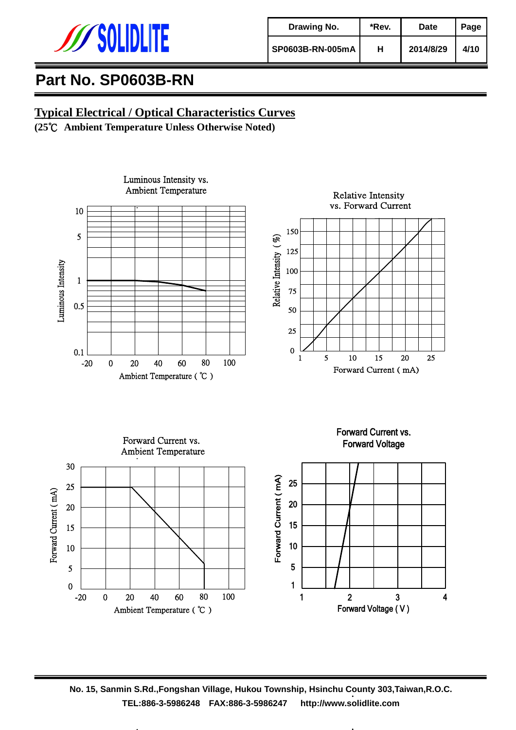| Drawing No. | *Rev. | Date | Page |
|---|---|---|---|
| SP0603B-RN-005mA | H | 2014/8/29 | 4/10 |

# Part No. SP0603B-RN

## Typical Electrical / Optical Characteristics Curves

**(25℃ Ambient Temperature Unless Otherwise Noted)**

Luminous Intensity vs. Ambient Temperature

Relative Intensity vs. Forward Current

Forward Current vs. Ambient Temperature

Forward Current vs. Forward Voltage

No. 15, Sanmin S.Rd.,Fongshan Village, Hukou Township, Hsinchu County 303,Taiwan,R.O.C.
TEL:886-3-5986248 FAX:886-3-5986247 http://www.solidlite.com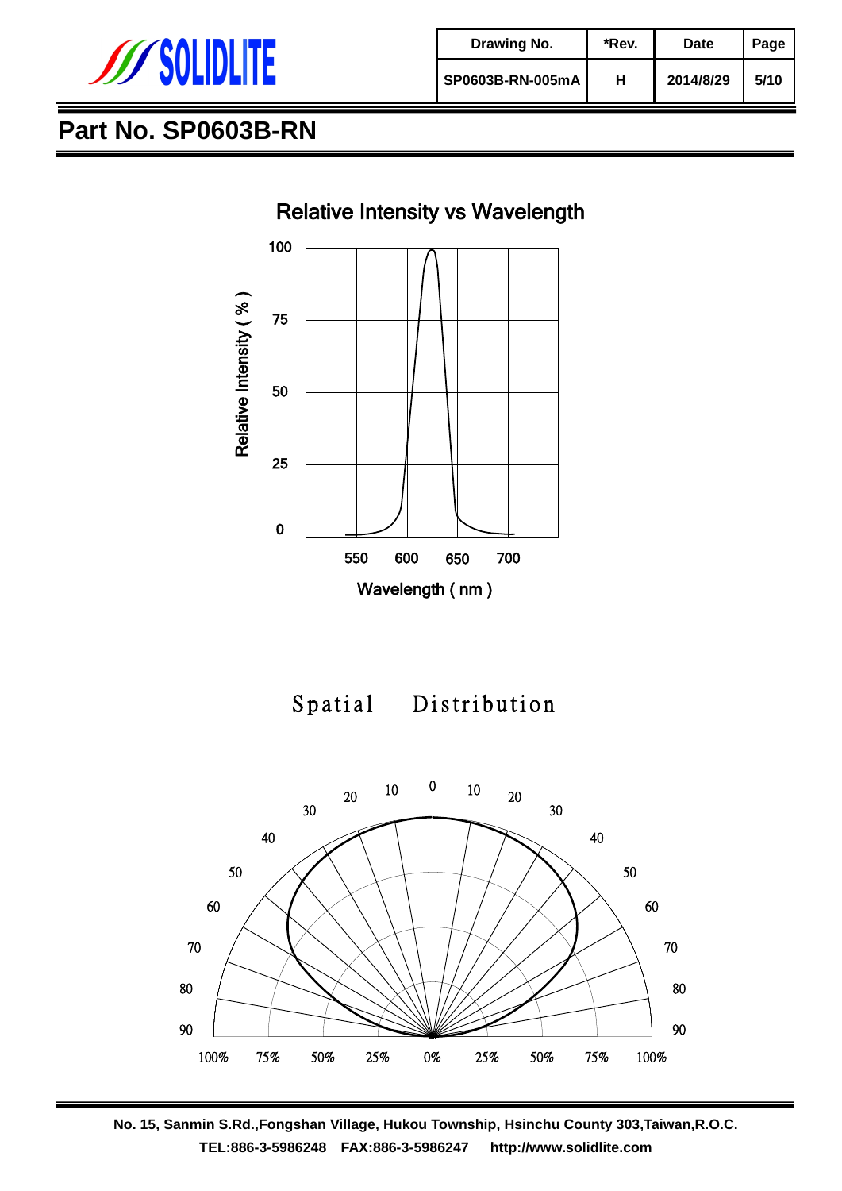| Drawing No. | *Rev. | Date | Page |
|---|---|---|---|
| SP0603B-RN-005mA | H | 2014/8/29 | 5/10 |

# Part No. SP0603B-RN

## Relative Intensity vs Wavelength

Relative Intensity ( % )

100
75
50
25
0

550 600 650 700

Wavelength ( nm )

## Spatial Distribution

0 10 20 30 40 50 60 70 80 90

100% 75% 50% 25% 0% 25% 50% 75% 100%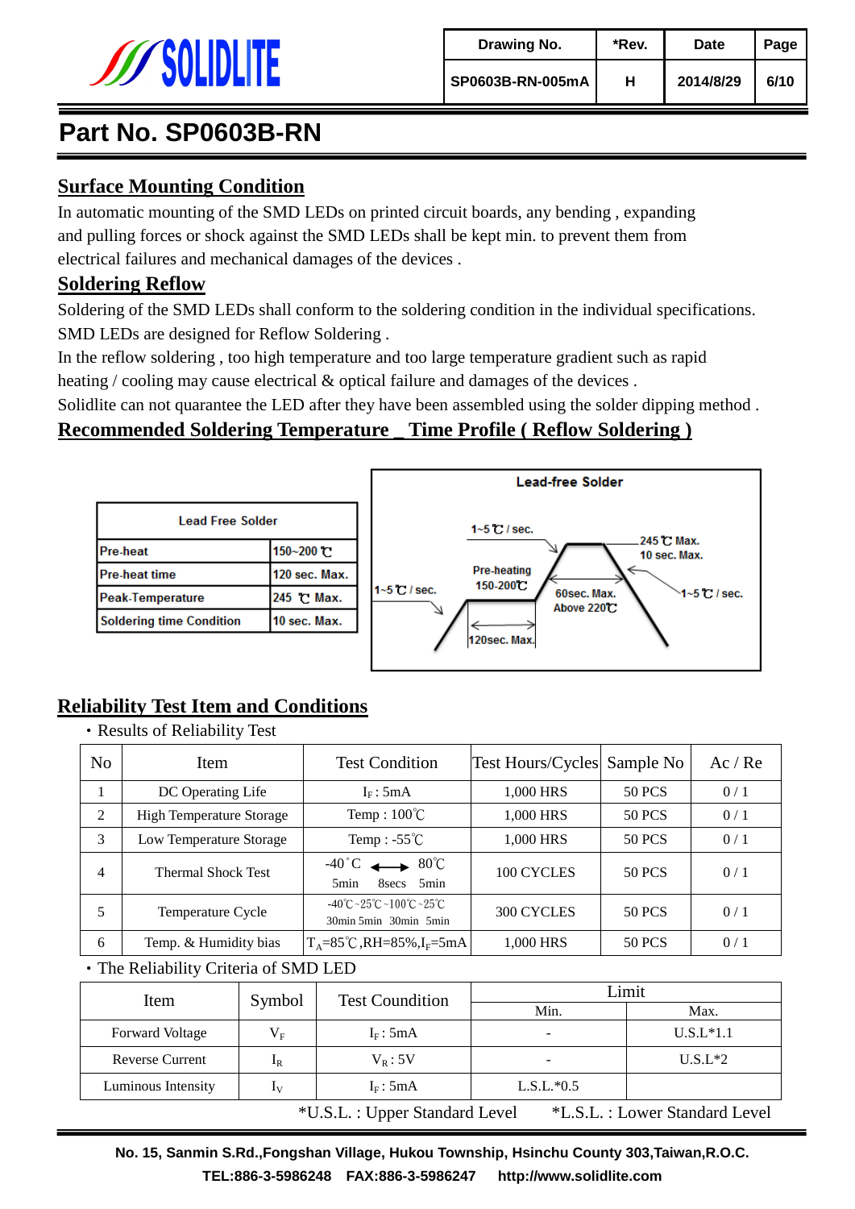# Part No. SP0603B-RN

## Surface Mounting Condition

In automatic mounting of the SMD LEDs on printed circuit boards, any bending , expanding and pulling forces or shock against the SMD LEDs shall be kept min. to prevent them from electrical failures and mechanical damages of the devices .

## Soldering Reflow

Soldering of the SMD LEDs shall conform to the soldering condition in the individual specifications.
SMD LEDs are designed for Reflow Soldering .
In the reflow soldering , too high temperature and too large temperature gradient such as rapid heating / cooling may cause electrical & optical failure and damages of the devices .
Solidlite can not quarantee the LED after they have been assembled using the solder dipping method .

## Recommended Soldering Temperature _ Time Profile ( Reflow Soldering )

| Lead Free Solder | |
|---|---|
| Pre-heat | 150~200 ℃ |
| Pre-heat time | 120 sec. Max. |
| Peak-Temperature | 245 ℃ Max. |
| Soldering time Condition | 10 sec. Max. |

Lead-free Solder

1~5 ℃ / sec.
Pre-heating 150-200℃
1~5 ℃ / sec.
120sec. Max.
60sec. Max. Above 220℃
245 ℃ Max. 10 sec. Max.
1~5 ℃ / sec.

## Reliability Test Item and Conditions

・Results of Reliability Test

| No | Item | Test Condition | Test Hours/Cycles | Sample No | Ac / Re |
|---|---|---|---|---|---|
| 1 | DC Operating Life | $I_F$ : 5mA | 1,000 HRS | 50 PCS | 0 / 1 |
| 2 | High Temperature Storage | Temp : 100℃ | 1,000 HRS | 50 PCS | 0 / 1 |
| 3 | Low Temperature Storage | Temp : -55℃ | 1,000 HRS | 50 PCS | 0 / 1 |
| 4 | Thermal Shock Test | -40˚C ←→ 80℃<br>5min 8secs 5min | 100 CYCLES | 50 PCS | 0 / 1 |
| 5 | Temperature Cycle | -40℃~25℃~100℃~25℃<br>30min 5min 30min 5min | 300 CYCLES | 50 PCS | 0 / 1 |
| 6 | Temp. & Humidity bias | $T_A$=85℃,RH=85%,$I_F$=5mA | 1,000 HRS | 50 PCS | 0 / 1 |

・The Reliability Criteria of SMD LED

| Item | Symbol | Test Coundition | Limit | |
|---|---|---|---|---|
| | | | Min. | Max. |
| Forward Voltage | $V_F$ | $I_F$ : 5mA | - | U.S.L*1.1 |
| Reverse Current | $I_R$ | $V_R$ : 5V | - | U.S.L*2 |
| Luminous Intensity | $I_V$ | $I_F$ : 5mA | L.S.L.*0.5 | |

*U.S.L. : Upper Standard Level *L.S.L. : Lower Standard Level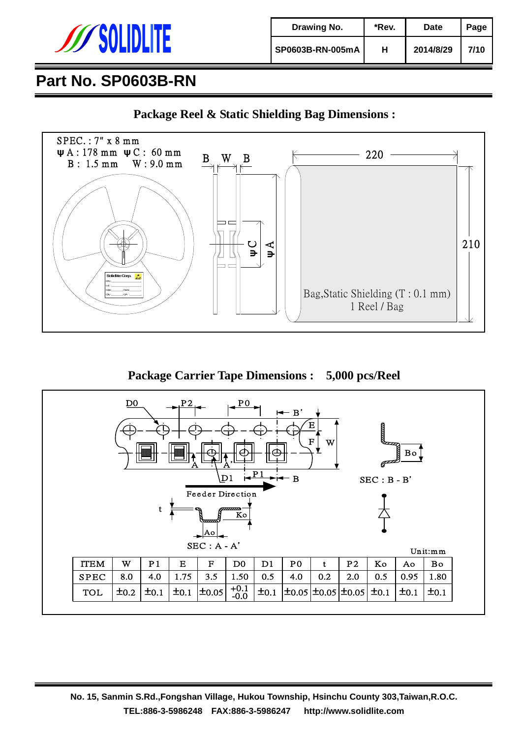| Drawing No. | *Rev. | Date | Page |
|---|---|---|---|
| SP0603B-RN-005mA | H | 2014/8/29 | 7/10 |

# Part No. SP0603B-RN

## Package Reel & Static Shielding Bag Dimensions :

SPEC. : 7" x 8 mm
ψA : 178 mm ψC : 60 mm
B : 1.5 mm W : 9.0 mm

B W B

ψC ψA

220

210

Bag,Static Shielding (T : 0.1 mm)
1 Reel / Bag

## Package Carrier Tape Dimensions : 5,000 pcs/Reel

D0 P2 P0 B' E F W A A' D1 P1 B

Feeder Direction

SEC : B - B'

Bo

t Ko Ao

SEC : A - A'

Unit:mm

| ITEM | W | P1 | E | F | D0 | D1 | P0 | t | P2 | Ko | Ao | Bo |
|---|---|---|---|---|---|---|---|---|---|---|---|---|
| SPEC | 8.0 | 4.0 | 1.75 | 3.5 | 1.50 | 0.5 | 4.0 | 0.2 | 2.0 | 0.5 | 0.95 | 1.80 |
| TOL | ±0.2 | ±0.1 | ±0.1 | ±0.05 | +0.1 / -0.0 | ±0.1 | ±0.05 | ±0.05 | ±0.05 | ±0.1 | ±0.1 | ±0.1 |

No. 15, Sanmin S.Rd.,Fongshan Village, Hukou Township, Hsinchu County 303,Taiwan,R.O.C.
TEL:886-3-5986248 FAX:886-3-5986247 http://www.solidlite.com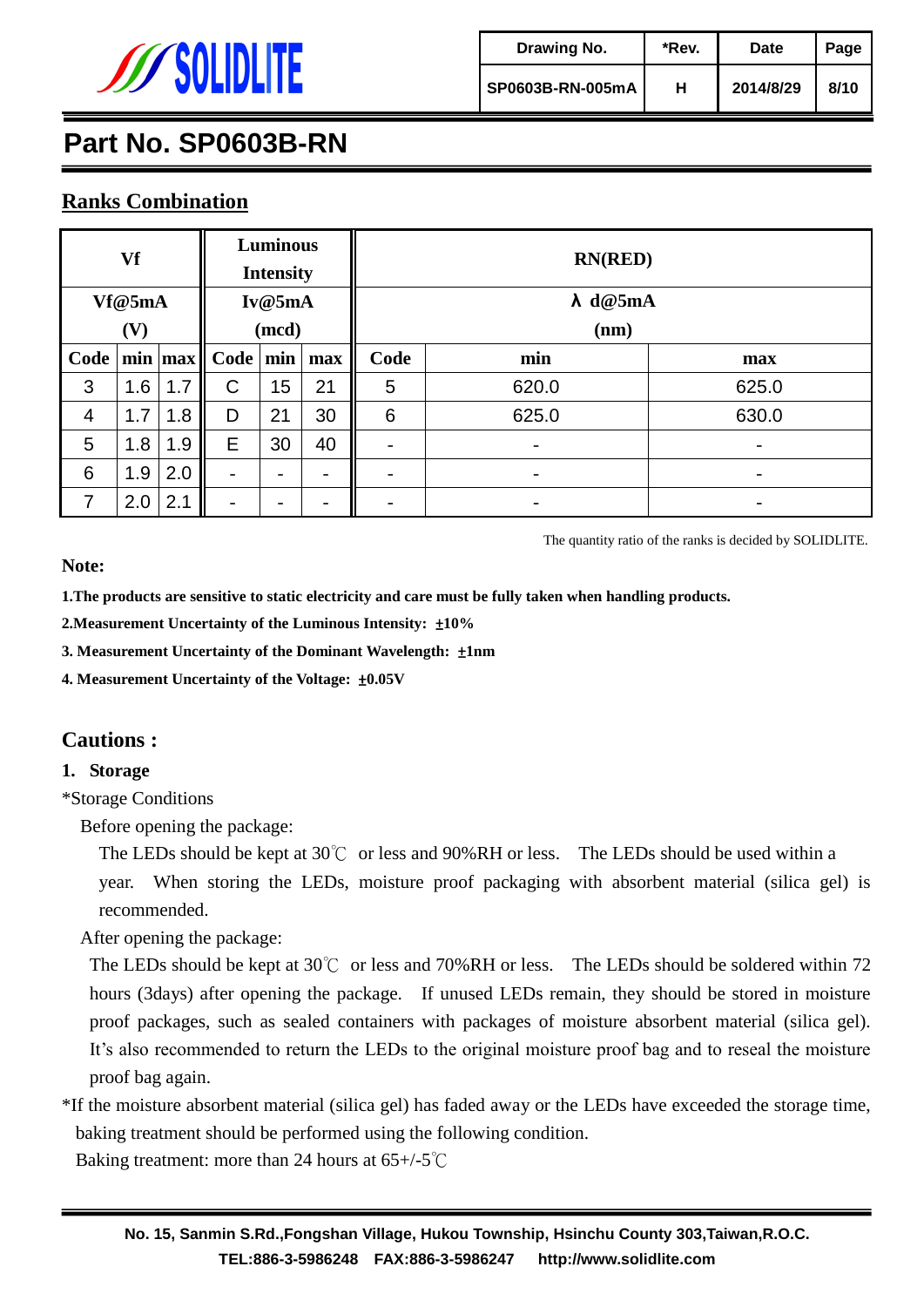# Part No. SP0603B-RN

## Ranks Combination

| Vf | | | Luminous Intensity | | | RN(RED) | | |
|---|---|---|---|---|---|---|---|---|
| Vf@5mA (V) | | | Iv@5mA (mcd) | | | λ d@5mA (nm) | | |
| Code | min | max | Code | min | max | Code | min | max |
| 3 | 1.6 | 1.7 | C | 15 | 21 | 5 | 620.0 | 625.0 |
| 4 | 1.7 | 1.8 | D | 21 | 30 | 6 | 625.0 | 630.0 |
| 5 | 1.8 | 1.9 | E | 30 | 40 | - | - | - |
| 6 | 1.9 | 2.0 | - | - | - | - | - | - |
| 7 | 2.0 | 2.1 | - | - | - | - | - | - |

The quantity ratio of the ranks is decided by SOLIDLITE.

**Note:**

**1.The products are sensitive to static electricity and care must be fully taken when handling products.**

**2.Measurement Uncertainty of the Luminous Intensity: ±10%**

**3. Measurement Uncertainty of the Dominant Wavelength: ±1nm**

**4. Measurement Uncertainty of the Voltage: ±0.05V**

## Cautions :

### 1. Storage

*Storage Conditions

Before opening the package:

The LEDs should be kept at 30℃ or less and 90%RH or less. The LEDs should be used within a year. When storing the LEDs, moisture proof packaging with absorbent material (silica gel) is recommended.

After opening the package:

The LEDs should be kept at 30℃ or less and 70%RH or less. The LEDs should be soldered within 72 hours (3days) after opening the package. If unused LEDs remain, they should be stored in moisture proof packages, such as sealed containers with packages of moisture absorbent material (silica gel). It's also recommended to return the LEDs to the original moisture proof bag and to reseal the moisture proof bag again.

*If the moisture absorbent material (silica gel) has faded away or the LEDs have exceeded the storage time, baking treatment should be performed using the following condition.

Baking treatment: more than 24 hours at 65+/-5℃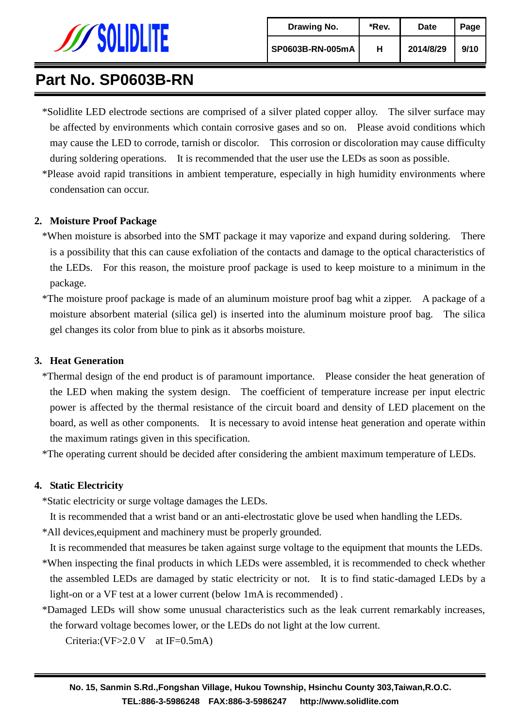*Solidlite LED electrode sections are comprised of a silver plated copper alloy. The silver surface may be affected by environments which contain corrosive gases and so on. Please avoid conditions which may cause the LED to corrode, tarnish or discolor. This corrosion or discoloration may cause difficulty during soldering operations. It is recommended that the user use the LEDs as soon as possible.

*Please avoid rapid transitions in ambient temperature, especially in high humidity environments where condensation can occur.

**2. Moisture Proof Package**

*When moisture is absorbed into the SMT package it may vaporize and expand during soldering. There is a possibility that this can cause exfoliation of the contacts and damage to the optical characteristics of the LEDs. For this reason, the moisture proof package is used to keep moisture to a minimum in the package.

*The moisture proof package is made of an aluminum moisture proof bag whit a zipper. A package of a moisture absorbent material (silica gel) is inserted into the aluminum moisture proof bag. The silica gel changes its color from blue to pink as it absorbs moisture.

**3. Heat Generation**

*Thermal design of the end product is of paramount importance. Please consider the heat generation of the LED when making the system design. The coefficient of temperature increase per input electric power is affected by the thermal resistance of the circuit board and density of LED placement on the board, as well as other components. It is necessary to avoid intense heat generation and operate within the maximum ratings given in this specification.

*The operating current should be decided after considering the ambient maximum temperature of LEDs.

**4. Static Electricity**

*Static electricity or surge voltage damages the LEDs.
It is recommended that a wrist band or an anti-electrostatic glove be used when handling the LEDs.

*All devices,equipment and machinery must be properly grounded.
It is recommended that measures be taken against surge voltage to the equipment that mounts the LEDs.

*When inspecting the final products in which LEDs were assembled, it is recommended to check whether the assembled LEDs are damaged by static electricity or not. It is to find static-damaged LEDs by a light-on or a VF test at a lower current (below 1mA is recommended) .

*Damaged LEDs will show some unusual characteristics such as the leak current remarkably increases, the forward voltage becomes lower, or the LEDs do not light at the low current.

Criteria:(VF>2.0 V at IF=0.5mA)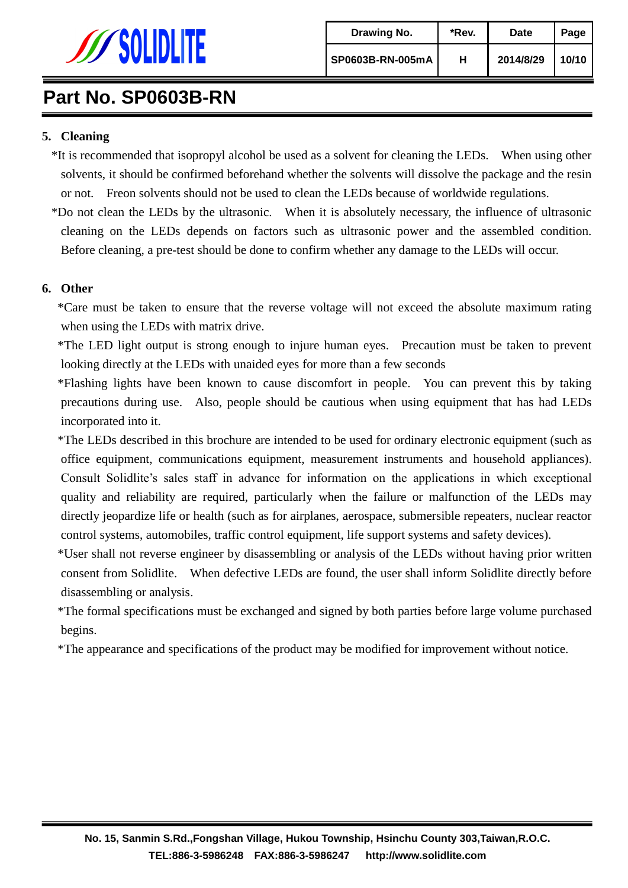## 5. Cleaning

*It is recommended that isopropyl alcohol be used as a solvent for cleaning the LEDs. When using other solvents, it should be confirmed beforehand whether the solvents will dissolve the package and the resin or not. Freon solvents should not be used to clean the LEDs because of worldwide regulations.

*Do not clean the LEDs by the ultrasonic. When it is absolutely necessary, the influence of ultrasonic cleaning on the LEDs depends on factors such as ultrasonic power and the assembled condition. Before cleaning, a pre-test should be done to confirm whether any damage to the LEDs will occur.

## 6. Other

*Care must be taken to ensure that the reverse voltage will not exceed the absolute maximum rating when using the LEDs with matrix drive.

*The LED light output is strong enough to injure human eyes. Precaution must be taken to prevent looking directly at the LEDs with unaided eyes for more than a few seconds

*Flashing lights have been known to cause discomfort in people. You can prevent this by taking precautions during use. Also, people should be cautious when using equipment that has had LEDs incorporated into it.

*The LEDs described in this brochure are intended to be used for ordinary electronic equipment (such as office equipment, communications equipment, measurement instruments and household appliances). Consult Solidlite's sales staff in advance for information on the applications in which exceptional quality and reliability are required, particularly when the failure or malfunction of the LEDs may directly jeopardize life or health (such as for airplanes, aerospace, submersible repeaters, nuclear reactor control systems, automobiles, traffic control equipment, life support systems and safety devices).

*User shall not reverse engineer by disassembling or analysis of the LEDs without having prior written consent from Solidlite. When defective LEDs are found, the user shall inform Solidlite directly before disassembling or analysis.

*The formal specifications must be exchanged and signed by both parties before large volume purchased begins.

*The appearance and specifications of the product may be modified for improvement without notice.